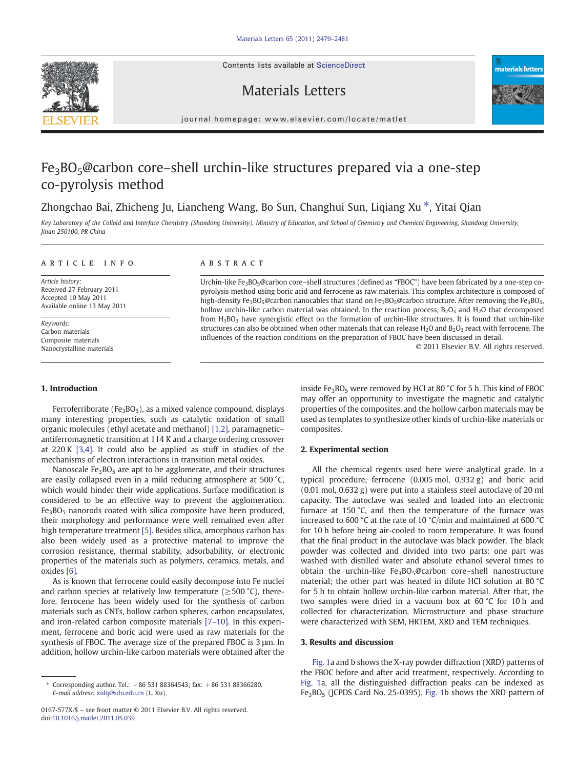# $Fe_3BO_5$@carbon core–shell urchin-like structures prepared via a one-step co-pyrolysis method

Zhongchao Bai, Zhicheng Ju, Liancheng Wang, Bo Sun, Changhui Sun, Liqiang Xu *, Yitai Qian

*Key Laboratory of the Colloid and Interface Chemistry (Shandong University), Ministry of Education, and School of Chemistry and Chemical Engineering, Shandong University, Jinan 250100, PR China*

## ARTICLE INFO

*Article history:*
Received 27 February 2011
Accepted 10 May 2011
Available online 13 May 2011

*Keywords:*
Carbon materials
Composite materials
Nanocrystalline materials

## ABSTRACT

Urchin-like $Fe_3BO_5$@carbon core–shell structures (defined as "FBOC") have been fabricated by a one-step co-pyrolysis method using boric acid and ferrocene as raw materials. This complex architecture is composed of high-density $Fe_3BO_5$@carbon nanocables that stand on $Fe_3BO_5$@carbon structure. After removing the $Fe_3BO_5$, hollow urchin-like carbon material was obtained. In the reaction process, $B_2O_3$ and $H_2O$ that decomposed from $H_3BO_3$ have synergistic effect on the formation of urchin-like structures. It is found that urchin-like structures can also be obtained when other materials that can release $H_2O$ and $B_2O_3$ react with ferrocene. The influences of the reaction conditions on the preparation of FBOC have been discussed in detail.

© 2011 Elsevier B.V. All rights reserved.

## 1. Introduction

Ferroferriborate ($Fe_3BO_5$), as a mixed valence compound, displays many interesting properties, such as catalytic oxidation of small organic molecules (ethyl acetate and methanol) [1,2], paramagnetic–antiferromagnetic transition at 114 K and a charge ordering crossover at 220 K [3,4]. It could also be applied as stuff in studies of the mechanisms of electron interactions in transition metal oxides.

Nanoscale $Fe_3BO_5$ are apt to be agglomerate, and their structures are easily collapsed even in a mild reducing atmosphere at 500 °C, which would hinder their wide applications. Surface modification is considered to be an effective way to prevent the agglomeration. $Fe_3BO_5$ nanorods coated with silica composite have been produced, their morphology and performance were well remained even after high temperature treatment [5]. Besides silica, amorphous carbon has also been widely used as a protective material to improve the corrosion resistance, thermal stability, adsorbability, or electronic properties of the materials such as polymers, ceramics, metals, and oxides [6].

As is known that ferrocene could easily decompose into Fe nuclei and carbon species at relatively low temperature (≥500 °C), therefore, ferrocene has been widely used for the synthesis of carbon materials such as CNTs, hollow carbon spheres, carbon encapsulates, and iron-related carbon composite materials [7–10]. In this experiment, ferrocene and boric acid were used as raw materials for the synthesis of FBOC. The average size of the prepared FBOC is 3 μm. In addition, hollow urchin-like carbon materials were obtained after the inside $Fe_3BO_5$ were removed by HCl at 80 °C for 5 h. This kind of FBOC may offer an opportunity to investigate the magnetic and catalytic properties of the composites, and the hollow carbon materials may be used as templates to synthesize other kinds of urchin-like materials or composites.

## 2. Experimental section

All the chemical regents used here were analytical grade. In a typical procedure, ferrocene (0.005 mol, 0.932 g) and boric acid (0.01 mol, 0.632 g) were put into a stainless steel autoclave of 20 ml capacity. The autoclave was sealed and loaded into an electronic furnace at 150 °C, and then the temperature of the furnace was increased to 600 °C at the rate of 10 °C/min and maintained at 600 °C for 10 h before being air-cooled to room temperature. It was found that the final product in the autoclave was black powder. The black powder was collected and divided into two parts: one part was washed with distilled water and absolute ethanol several times to obtain the urchin-like $Fe_3BO_5$@carbon core–shell nanostructure material; the other part was heated in dilute HCl solution at 80 °C for 5 h to obtain hollow urchin-like carbon material. After that, the two samples were dried in a vacuum box at 60 °C for 10 h and collected for characterization. Microstructure and phase structure were characterized with SEM, HRTEM, XRD and TEM techniques.

## 3. Results and discussion

Fig. 1a and b shows the X-ray powder diffraction (XRD) patterns of the FBOC before and after acid treatment, respectively. According to Fig. 1a, all the distinguished diffraction peaks can be indexed as $Fe_3BO_5$ (JCPDS Card No. 25-0395). Fig. 1b shows the XRD pattern of

\* Corresponding author. Tel.: +86 531 88364543; fax: +86 531 88366280.
*E-mail address:* xulq@sdu.edu.cn (L. Xu).

0167-577X/$ – see front matter © 2011 Elsevier B.V. All rights reserved.
doi:10.1016/j.matlet.2011.05.039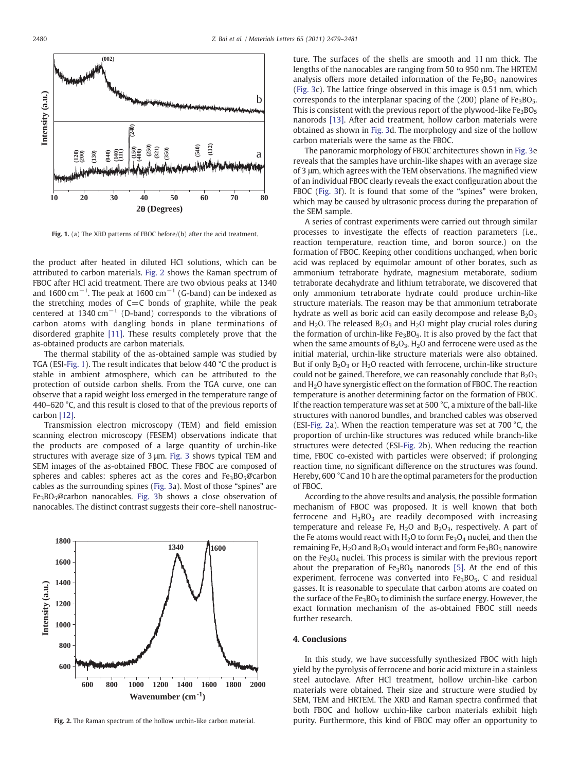**Fig. 1.** (a) The XRD patterns of FBOC before/(b) after the acid treatment.

the product after heated in diluted HCl solutions, which can be attributed to carbon materials. Fig. 2 shows the Raman spectrum of FBOC after HCl acid treatment. There are two obvious peaks at 1340 and 1600 $cm^{-1}$. The peak at 1600 $cm^{-1}$ (G-band) can be indexed as the stretching modes of C=C bonds of graphite, while the peak centered at 1340 $cm^{-1}$ (D-band) corresponds to the vibrations of carbon atoms with dangling bonds in plane terminations of disordered graphite [11]. These results completely prove that the as-obtained products are carbon materials.

The thermal stability of the as-obtained sample was studied by TGA (ESI-Fig. 1). The result indicates that below 440 °C the product is stable in ambient atmosphere, which can be attributed to the protection of outside carbon shells. From the TGA curve, one can observe that a rapid weight loss emerged in the temperature range of 440–620 °C, and this result is closed to that of the previous reports of carbon [12].

Transmission electron microscopy (TEM) and field emission scanning electron microscopy (FESEM) observations indicate that the products are composed of a large quantity of urchin-like structures with average size of 3 μm. Fig. 3 shows typical TEM and SEM images of the as-obtained FBOC. These FBOC are composed of spheres and cables: spheres act as the cores and $Fe_3BO_5$@carbon cables as the surrounding spines (Fig. 3a). Most of those "spines" are $Fe_3BO_5$@carbon nanocables. Fig. 3b shows a close observation of nanocables. The distinct contrast suggests their core–shell nanostructure. The surfaces of the shells are smooth and 11 nm thick. The lengths of the nanocables are ranging from 50 to 950 nm. The HRTEM analysis offers more detailed information of the $Fe_3BO_5$ nanowires (Fig. 3c). The lattice fringe observed in this image is 0.51 nm, which corresponds to the interplanar spacing of the (200) plane of $Fe_3BO_5$. This is consistent with the previous report of the plywood-like $Fe_3BO_5$ nanorods [13]. After acid treatment, hollow carbon materials were obtained as shown in Fig. 3d. The morphology and size of the hollow carbon materials were the same as the FBOC.

**Fig. 2.** The Raman spectrum of the hollow urchin-like carbon material.

The panoramic morphology of FBOC architectures shown in Fig. 3e reveals that the samples have urchin-like shapes with an average size of 3 μm, which agrees with the TEM observations. The magnified view of an individual FBOC clearly reveals the exact configuration about the FBOC (Fig. 3f). It is found that some of the "spines" were broken, which may be caused by ultrasonic process during the preparation of the SEM sample.

A series of contrast experiments were carried out through similar processes to investigate the effects of reaction parameters (i.e., reaction temperature, reaction time, and boron source.) on the formation of FBOC. Keeping other conditions unchanged, when boric acid was replaced by equimolar amount of other borates, such as ammonium tetraborate hydrate, magnesium metaborate, sodium tetraborate decahydrate and lithium tetraborate, we discovered that only ammonium tetraborate hydrate could produce urchin-like structure materials. The reason may be that ammonium tetraborate hydrate as well as boric acid can easily decompose and release $B_2O_3$ and $H_2O$. The released $B_2O_3$ and $H_2O$ might play crucial roles during the formation of urchin-like $Fe_3BO_5$. It is also proved by the fact that when the same amounts of $B_2O_3$, $H_2O$ and ferrocene were used as the initial material, urchin-like structure materials were also obtained. But if only $B_2O_3$ or $H_2O$ reacted with ferrocene, urchin-like structure could not be gained. Therefore, we can reasonably conclude that $B_2O_3$ and $H_2O$ have synergistic effect on the formation of FBOC. The reaction temperature is another determining factor on the formation of FBOC. If the reaction temperature was set at 500 °C, a mixture of the ball-like structures with nanorod bundles, and branched cables was observed (ESI-Fig. 2a). When the reaction temperature was set at 700 °C, the proportion of urchin-like structures was reduced while branch-like structures were detected (ESI-Fig. 2b). When reducing the reaction time, FBOC co-existed with particles were observed; if prolonging reaction time, no significant difference on the structures was found. Hereby, 600 °C and 10 h are the optimal parameters for the production of FBOC.

According to the above results and analysis, the possible formation mechanism of FBOC was proposed. It is well known that both ferrocene and $H_3BO_3$ are readily decomposed with increasing temperature and release Fe, $H_2O$ and $B_2O_3$, respectively. A part of the Fe atoms would react with $H_2O$ to form $Fe_3O_4$ nuclei, and then the remaining Fe, $H_2O$ and $B_2O_3$ would interact and form $Fe_3BO_5$ nanowire on the $Fe_3O_4$ nuclei. This process is similar with the previous report about the preparation of $Fe_3BO_5$ nanorods [5]. At the end of this experiment, ferrocene was converted into $Fe_3BO_5$, C and residual gasses. It is reasonable to speculate that carbon atoms are coated on the surface of the $Fe_3BO_5$ to diminish the surface energy. However, the exact formation mechanism of the as-obtained FBOC still needs further research.

## 4. Conclusions

In this study, we have successfully synthesized FBOC with high yield by the pyrolysis of ferrocene and boric acid mixture in a stainless steel autoclave. After HCl treatment, hollow urchin-like carbon materials were obtained. Their size and structure were studied by SEM, TEM and HRTEM. The XRD and Raman spectra confirmed that both FBOC and hollow urchin-like carbon materials exhibit high purity. Furthermore, this kind of FBOC may offer an opportunity to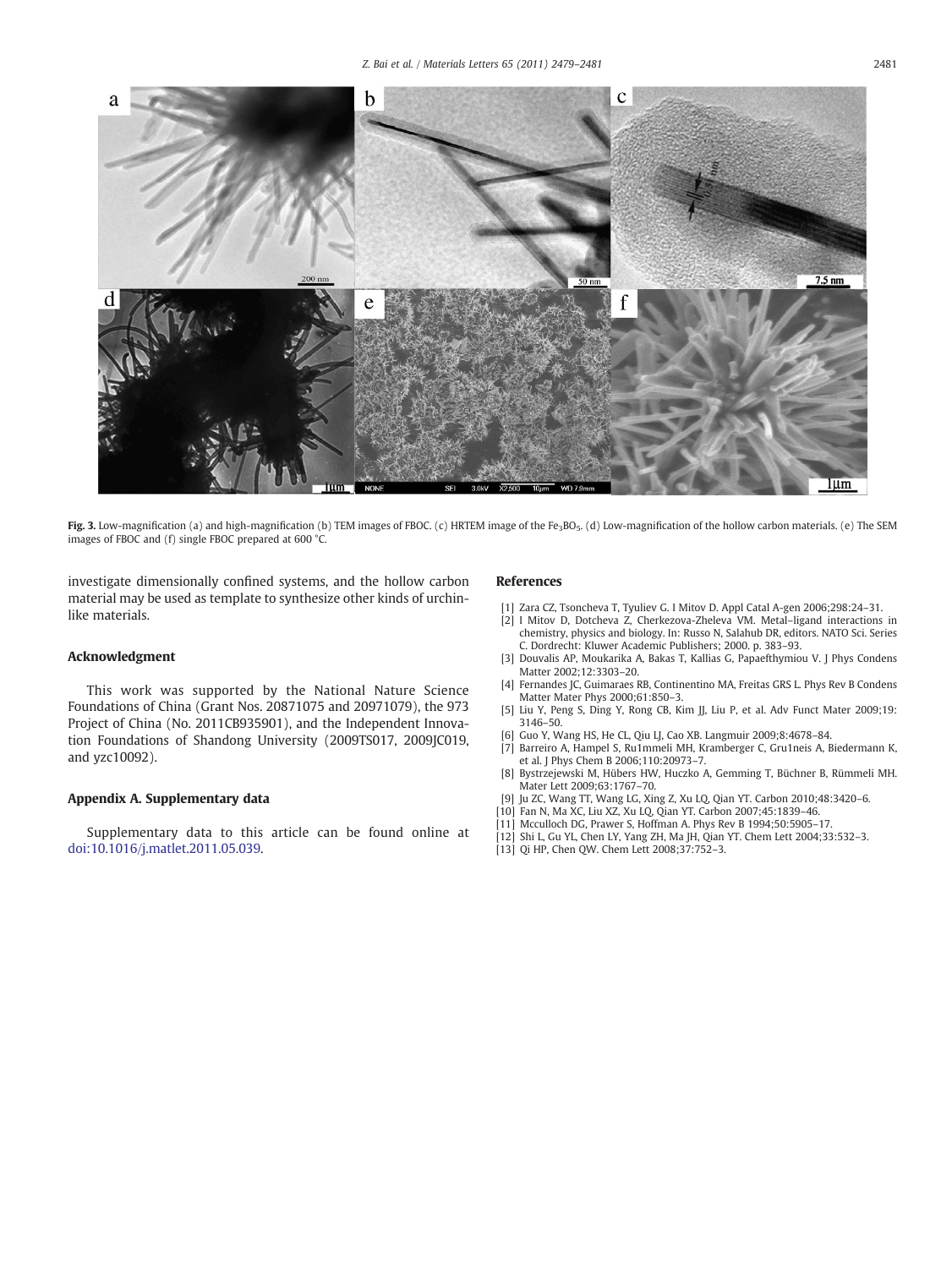Fig. 3. Low-magnification (a) and high-magnification (b) TEM images of FBOC. (c) HRTEM image of the $Fe_3BO_5$. (d) Low-magnification of the hollow carbon materials. (e) The SEM images of FBOC and (f) single FBOC prepared at 600 °C.

investigate dimensionally confined systems, and the hollow carbon material may be used as template to synthesize other kinds of urchin-like materials.

## Acknowledgment

This work was supported by the National Nature Science Foundations of China (Grant Nos. 20871075 and 20971079), the 973 Project of China (No. 2011CB935901), and the Independent Innovation Foundations of Shandong University (2009TS017, 2009JC019, and yzc10092).

## Appendix A. Supplementary data

Supplementary data to this article can be found online at doi:10.1016/j.matlet.2011.05.039.

## References

[1] Zara CZ, Tsoncheva T, Tyuliev G. I Mitov D. Appl Catal A-gen 2006;298:24–31.
[2] I Mitov D, Dotcheva Z, Cherkezova-Zheleva VM. Metal–ligand interactions in chemistry, physics and biology. In: Russo N, Salahub DR, editors. NATO Sci. Series C. Dordrecht: Kluwer Academic Publishers; 2000. p. 383–93.
[3] Douvalis AP, Moukarika A, Bakas T, Kallias G, Papaefthymiou V. J Phys Condens Matter 2002;12:3303–20.
[4] Fernandes JC, Guimaraes RB, Continentino MA, Freitas GRS L. Phys Rev B Condens Matter Mater Phys 2000;61:850–3.
[5] Liu Y, Peng S, Ding Y, Rong CB, Kim JJ, Liu P, et al. Adv Funct Mater 2009;19:3146–50.
[6] Guo Y, Wang HS, He CL, Qiu LJ, Cao XB. Langmuir 2009;8:4678–84.
[7] Barreiro A, Hampel S, Ru1mmeli MH, Kramberger C, Gru1neis A, Biedermann K, et al. J Phys Chem B 2006;110:20973–7.
[8] Bystrzejewski M, Hübers HW, Huczko A, Gemming T, Büchner B, Rümmeli MH. Mater Lett 2009;63:1767–70.
[9] Ju ZC, Wang TT, Wang LG, Xing Z, Xu LQ, Qian YT. Carbon 2010;48:3420–6.
[10] Fan N, Ma XC, Liu XZ, Xu LQ, Qian YT. Carbon 2007;45:1839–46.
[11] Mcculloch DG, Prawer S, Hoffman A. Phys Rev B 1994;50:5905–17.
[12] Shi L, Gu YL, Chen LY, Yang ZH, Ma JH, Qian YT. Chem Lett 2004;33:532–3.
[13] Qi HP, Chen QW. Chem Lett 2008;37:752–3.